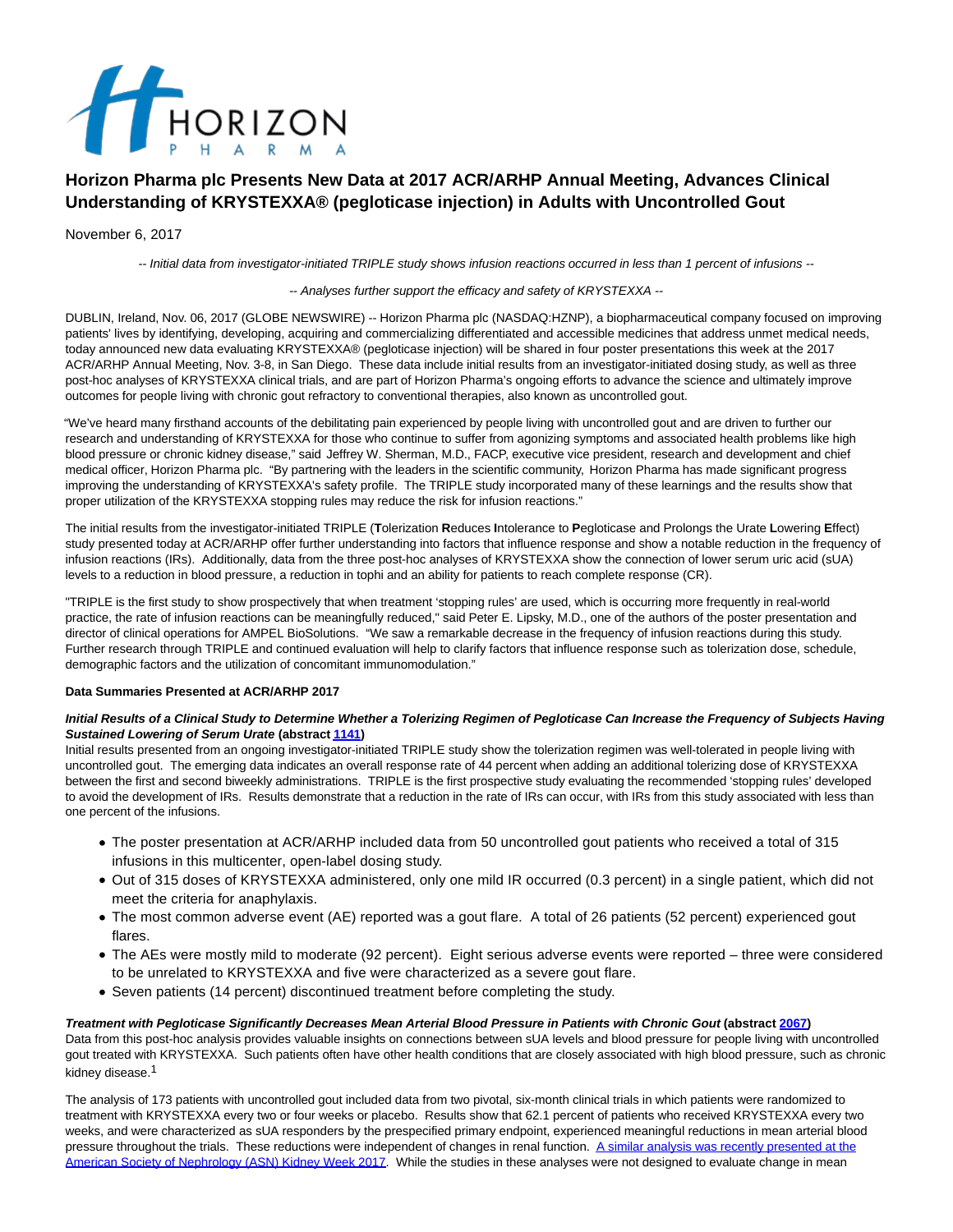# Horizon Pharma plc Presents New Data at 2017 ACR/ARHP Annual Meeting, Advances Clinical Understanding of KRYSTEXXA® (pegloticase injection) in Adults with Uncontrolled Gout

November 6, 2017

*-- Initial data from investigator-initiated TRIPLE study shows infusion reactions occurred in less than 1 percent of infusions --*

*-- Analyses further support the efficacy and safety of KRYSTEXXA --*

DUBLIN, Ireland, Nov. 06, 2017 (GLOBE NEWSWIRE) -- Horizon Pharma plc (NASDAQ:HZNP), a biopharmaceutical company focused on improving patients' lives by identifying, developing, acquiring and commercializing differentiated and accessible medicines that address unmet medical needs, today announced new data evaluating KRYSTEXXA® (pegloticase injection) will be shared in four poster presentations this week at the 2017 ACR/ARHP Annual Meeting, Nov. 3-8, in San Diego. These data include initial results from an investigator-initiated dosing study, as well as three post-hoc analyses of KRYSTEXXA clinical trials, and are part of Horizon Pharma's ongoing efforts to advance the science and ultimately improve outcomes for people living with chronic gout refractory to conventional therapies, also known as uncontrolled gout.

"We've heard many firsthand accounts of the debilitating pain experienced by people living with uncontrolled gout and are driven to further our research and understanding of KRYSTEXXA for those who continue to suffer from agonizing symptoms and associated health problems like high blood pressure or chronic kidney disease," said Jeffrey W. Sherman, M.D., FACP, executive vice president, research and development and chief medical officer, Horizon Pharma plc. "By partnering with the leaders in the scientific community, Horizon Pharma has made significant progress improving the understanding of KRYSTEXXA's safety profile. The TRIPLE study incorporated many of these learnings and the results show that proper utilization of the KRYSTEXXA stopping rules may reduce the risk for infusion reactions."

The initial results from the investigator-initiated TRIPLE (**T**olerization **R**educes **I**ntolerance to **P**egloticase and Prolongs the Urate **L**owering **E**ffect) study presented today at ACR/ARHP offer further understanding into factors that influence response and show a notable reduction in the frequency of infusion reactions (IRs). Additionally, data from the three post-hoc analyses of KRYSTEXXA show the connection of lower serum uric acid (sUA) levels to a reduction in blood pressure, a reduction in tophi and an ability for patients to reach complete response (CR).

"TRIPLE is the first study to show prospectively that when treatment 'stopping rules' are used, which is occurring more frequently in real-world practice, the rate of infusion reactions can be meaningfully reduced," said Peter E. Lipsky, M.D., one of the authors of the poster presentation and director of clinical operations for AMPEL BioSolutions. "We saw a remarkable decrease in the frequency of infusion reactions during this study. Further research through TRIPLE and continued evaluation will help to clarify factors that influence response such as tolerization dose, schedule, demographic factors and the utilization of concomitant immunomodulation."

**Data Summaries Presented at ACR/ARHP 2017**

***Initial Results of a Clinical Study to Determine Whether a Tolerizing Regimen of Pegloticase Can Increase the Frequency of Subjects Having Sustained Lowering of Serum Urate*** **(abstract 1141)**
Initial results presented from an ongoing investigator-initiated TRIPLE study show the tolerization regimen was well-tolerated in people living with uncontrolled gout. The emerging data indicates an overall response rate of 44 percent when adding an additional tolerizing dose of KRYSTEXXA between the first and second biweekly administrations. TRIPLE is the first prospective study evaluating the recommended 'stopping rules' developed to avoid the development of IRs. Results demonstrate that a reduction in the rate of IRs can occur, with IRs from this study associated with less than one percent of the infusions.

- The poster presentation at ACR/ARHP included data from 50 uncontrolled gout patients who received a total of 315 infusions in this multicenter, open-label dosing study.
- Out of 315 doses of KRYSTEXXA administered, only one mild IR occurred (0.3 percent) in a single patient, which did not meet the criteria for anaphylaxis.
- The most common adverse event (AE) reported was a gout flare. A total of 26 patients (52 percent) experienced gout flares.
- The AEs were mostly mild to moderate (92 percent). Eight serious adverse events were reported – three were considered to be unrelated to KRYSTEXXA and five were characterized as a severe gout flare.
- Seven patients (14 percent) discontinued treatment before completing the study.

***Treatment with Pegloticase Significantly Decreases Mean Arterial Blood Pressure in Patients with Chronic Gout*** **(abstract 2067)**
Data from this post-hoc analysis provides valuable insights on connections between sUA levels and blood pressure for people living with uncontrolled gout treated with KRYSTEXXA. Such patients often have other health conditions that are closely associated with high blood pressure, such as chronic kidney disease.[1]

The analysis of 173 patients with uncontrolled gout included data from two pivotal, six-month clinical trials in which patients were randomized to treatment with KRYSTEXXA every two or four weeks or placebo. Results show that 62.1 percent of patients who received KRYSTEXXA every two weeks, and were characterized as sUA responders by the prespecified primary endpoint, experienced meaningful reductions in mean arterial blood pressure throughout the trials. These reductions were independent of changes in renal function. A similar analysis was recently presented at the American Society of Nephrology (ASN) Kidney Week 2017. While the studies in these analyses were not designed to evaluate change in mean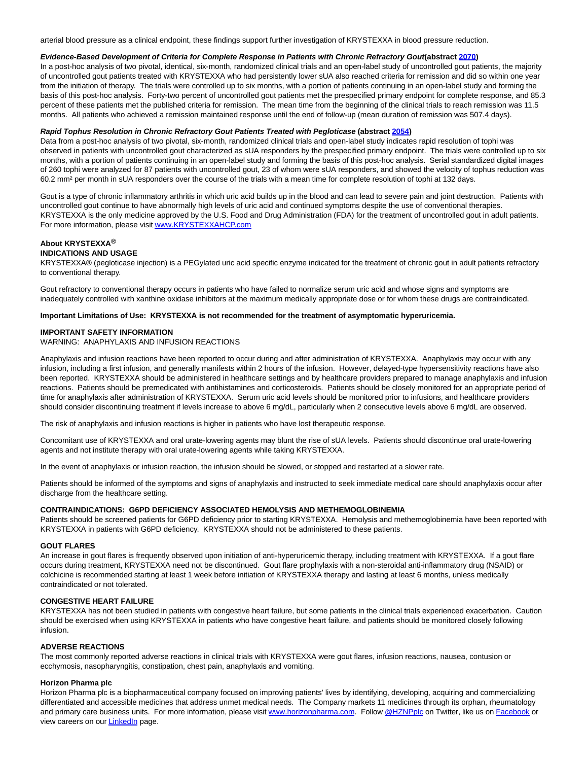arterial blood pressure as a clinical endpoint, these findings support further investigation of KRYSTEXXA in blood pressure reduction.

***Evidence-Based Development of Criteria for Complete Response in Patients with Chronic Refractory Gout*** **(abstract [2070](2070))**

In a post-hoc analysis of two pivotal, identical, six-month, randomized clinical trials and an open-label study of uncontrolled gout patients, the majority of uncontrolled gout patients treated with KRYSTEXXA who had persistently lower sUA also reached criteria for remission and did so within one year from the initiation of therapy. The trials were controlled up to six months, with a portion of patients continuing in an open-label study and forming the basis of this post-hoc analysis. Forty-two percent of uncontrolled gout patients met the prespecified primary endpoint for complete response, and 85.3 percent of these patients met the published criteria for remission. The mean time from the beginning of the clinical trials to reach remission was 11.5 months. All patients who achieved a remission maintained response until the end of follow-up (mean duration of remission was 507.4 days).

***Rapid Tophus Resolution in Chronic Refractory Gout Patients Treated with Pegloticase*** **(abstract [2054](2054))**

Data from a post-hoc analysis of two pivotal, six-month, randomized clinical trials and open-label study indicates rapid resolution of tophi was observed in patients with uncontrolled gout characterized as sUA responders by the prespecified primary endpoint. The trials were controlled up to six months, with a portion of patients continuing in an open-label study and forming the basis of this post-hoc analysis. Serial standardized digital images of 260 tophi were analyzed for 87 patients with uncontrolled gout, 23 of whom were sUA responders, and showed the velocity of tophus reduction was 60.2 $mm^2$ per month in sUA responders over the course of the trials with a mean time for complete resolution of tophi at 132 days.

Gout is a type of chronic inflammatory arthritis in which uric acid builds up in the blood and can lead to severe pain and joint destruction. Patients with uncontrolled gout continue to have abnormally high levels of uric acid and continued symptoms despite the use of conventional therapies. KRYSTEXXA is the only medicine approved by the U.S. Food and Drug Administration (FDA) for the treatment of uncontrolled gout in adult patients. For more information, please visit [www.KRYSTEXXAHCP.com](www.KRYSTEXXAHCP.com)

**About KRYSTEXXA®**

**INDICATIONS AND USAGE**

KRYSTEXXA® (pegloticase injection) is a PEGylated uric acid specific enzyme indicated for the treatment of chronic gout in adult patients refractory to conventional therapy.

Gout refractory to conventional therapy occurs in patients who have failed to normalize serum uric acid and whose signs and symptoms are inadequately controlled with xanthine oxidase inhibitors at the maximum medically appropriate dose or for whom these drugs are contraindicated.

**Important Limitations of Use: KRYSTEXXA is not recommended for the treatment of asymptomatic hyperuricemia.**

**IMPORTANT SAFETY INFORMATION**

WARNING: ANAPHYLAXIS AND INFUSION REACTIONS

Anaphylaxis and infusion reactions have been reported to occur during and after administration of KRYSTEXXA. Anaphylaxis may occur with any infusion, including a first infusion, and generally manifests within 2 hours of the infusion. However, delayed-type hypersensitivity reactions have also been reported. KRYSTEXXA should be administered in healthcare settings and by healthcare providers prepared to manage anaphylaxis and infusion reactions. Patients should be premedicated with antihistamines and corticosteroids. Patients should be closely monitored for an appropriate period of time for anaphylaxis after administration of KRYSTEXXA. Serum uric acid levels should be monitored prior to infusions, and healthcare providers should consider discontinuing treatment if levels increase to above 6 mg/dL, particularly when 2 consecutive levels above 6 mg/dL are observed.

The risk of anaphylaxis and infusion reactions is higher in patients who have lost therapeutic response.

Concomitant use of KRYSTEXXA and oral urate-lowering agents may blunt the rise of sUA levels. Patients should discontinue oral urate-lowering agents and not institute therapy with oral urate-lowering agents while taking KRYSTEXXA.

In the event of anaphylaxis or infusion reaction, the infusion should be slowed, or stopped and restarted at a slower rate.

Patients should be informed of the symptoms and signs of anaphylaxis and instructed to seek immediate medical care should anaphylaxis occur after discharge from the healthcare setting.

**CONTRAINDICATIONS: G6PD DEFICIENCY ASSOCIATED HEMOLYSIS AND METHEMOGLOBINEMIA**

Patients should be screened patients for G6PD deficiency prior to starting KRYSTEXXA. Hemolysis and methemoglobinemia have been reported with KRYSTEXXA in patients with G6PD deficiency. KRYSTEXXA should not be administered to these patients.

**GOUT FLARES**

An increase in gout flares is frequently observed upon initiation of anti-hyperuricemic therapy, including treatment with KRYSTEXXA. If a gout flare occurs during treatment, KRYSTEXXA need not be discontinued. Gout flare prophylaxis with a non-steroidal anti-inflammatory drug (NSAID) or colchicine is recommended starting at least 1 week before initiation of KRYSTEXXA therapy and lasting at least 6 months, unless medically contraindicated or not tolerated.

**CONGESTIVE HEART FAILURE**

KRYSTEXXA has not been studied in patients with congestive heart failure, but some patients in the clinical trials experienced exacerbation. Caution should be exercised when using KRYSTEXXA in patients who have congestive heart failure, and patients should be monitored closely following infusion.

**ADVERSE REACTIONS**

The most commonly reported adverse reactions in clinical trials with KRYSTEXXA were gout flares, infusion reactions, nausea, contusion or ecchymosis, nasopharyngitis, constipation, chest pain, anaphylaxis and vomiting.

**Horizon Pharma plc**

Horizon Pharma plc is a biopharmaceutical company focused on improving patients' lives by identifying, developing, acquiring and commercializing differentiated and accessible medicines that address unmet medical needs. The Company markets 11 medicines through its orphan, rheumatology and primary care business units. For more information, please visit [www.horizonpharma.com](www.horizonpharma.com). Follow [@HZNPplc](@HZNPplc) on Twitter, like us on [Facebook](Facebook) or view careers on our [LinkedIn](LinkedIn) page.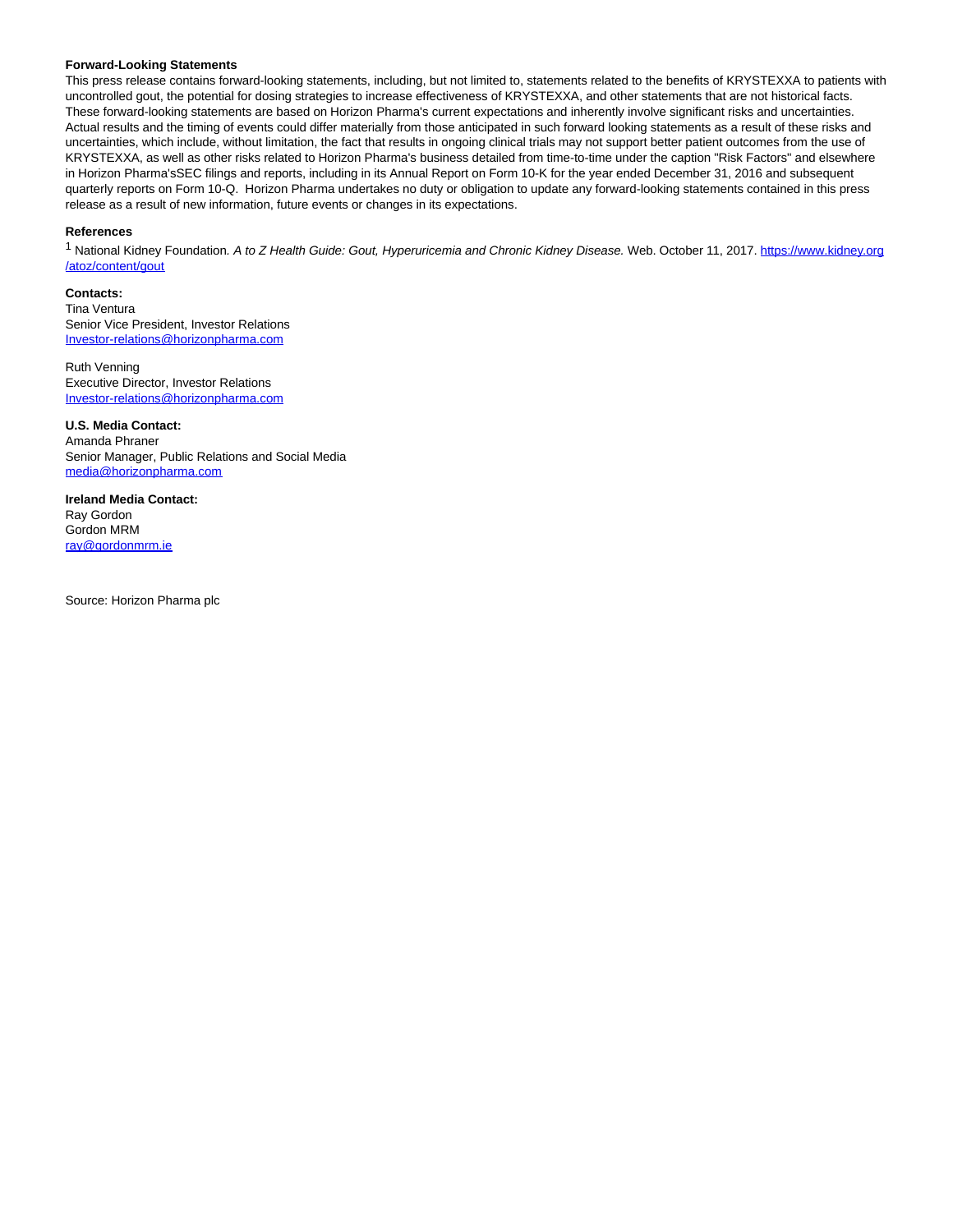**Forward-Looking Statements**

This press release contains forward-looking statements, including, but not limited to, statements related to the benefits of KRYSTEXXA to patients with uncontrolled gout, the potential for dosing strategies to increase effectiveness of KRYSTEXXA, and other statements that are not historical facts. These forward-looking statements are based on Horizon Pharma's current expectations and inherently involve significant risks and uncertainties. Actual results and the timing of events could differ materially from those anticipated in such forward looking statements as a result of these risks and uncertainties, which include, without limitation, the fact that results in ongoing clinical trials may not support better patient outcomes from the use of KRYSTEXXA, as well as other risks related to Horizon Pharma's business detailed from time-to-time under the caption "Risk Factors" and elsewhere in Horizon Pharma'sSEC filings and reports, including in its Annual Report on Form 10-K for the year ended December 31, 2016 and subsequent quarterly reports on Form 10-Q. Horizon Pharma undertakes no duty or obligation to update any forward-looking statements contained in this press release as a result of new information, future events or changes in its expectations.

**References**

[1] National Kidney Foundation. *A to Z Health Guide: Gout, Hyperuricemia and Chronic Kidney Disease.* Web. October 11, 2017. https://www.kidney.org/atoz/content/gout

**Contacts:**
Tina Ventura
Senior Vice President, Investor Relations
Investor-relations@horizonpharma.com

Ruth Venning
Executive Director, Investor Relations
Investor-relations@horizonpharma.com

**U.S. Media Contact:**
Amanda Phraner
Senior Manager, Public Relations and Social Media
media@horizonpharma.com

**Ireland Media Contact:**
Ray Gordon
Gordon MRM
ray@gordonmrm.ie

Source: Horizon Pharma plc